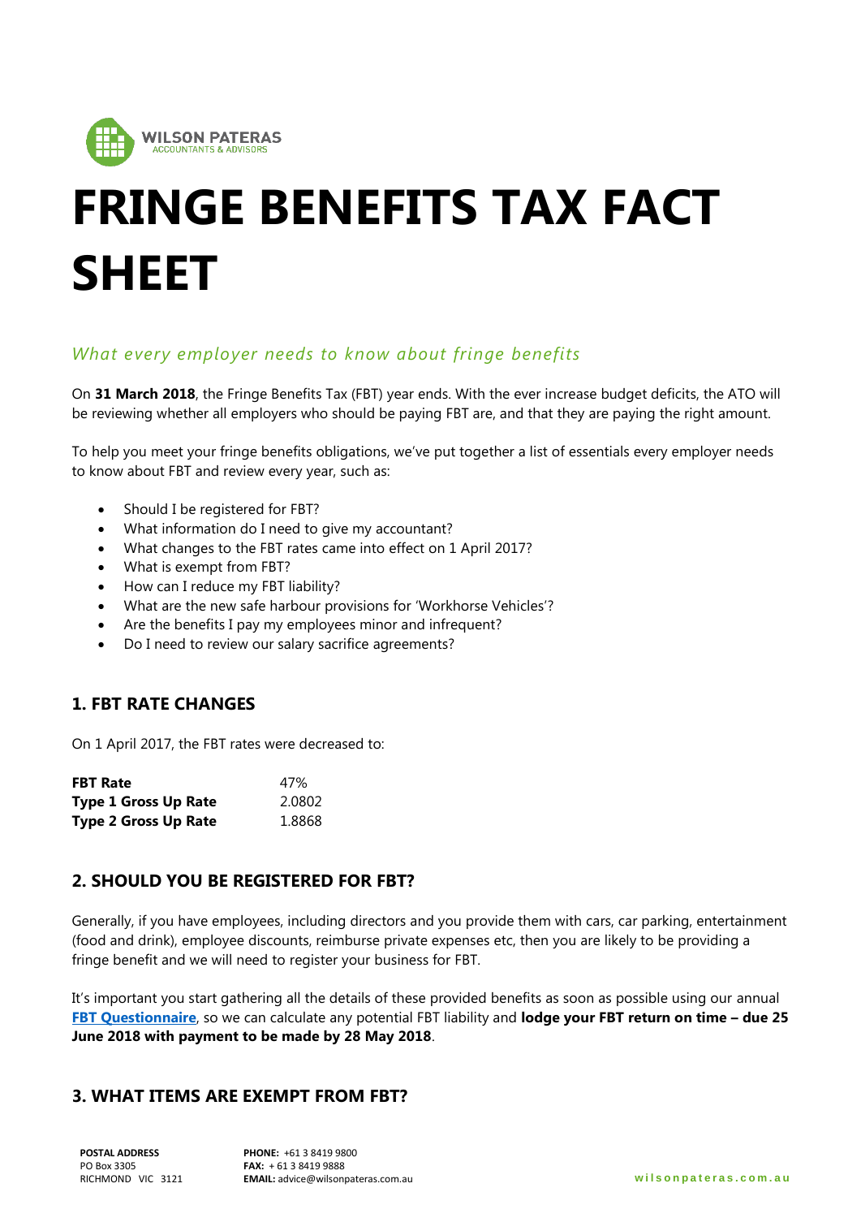# FRINGE BENEFITS TAX FACT SHEET

*What every employer needs to know about fringe benefits*

On **31 March 2018**, the Fringe Benefits Tax (FBT) year ends. With the ever increase budget deficits, the ATO will be reviewing whether all employers who should be paying FBT are, and that they are paying the right amount.

To help you meet your fringe benefits obligations, we've put together a list of essentials every employer needs to know about FBT and review every year, such as:

- Should I be registered for FBT?
- What information do I need to give my accountant?
- What changes to the FBT rates came into effect on 1 April 2017?
- What is exempt from FBT?
- How can I reduce my FBT liability?
- What are the new safe harbour provisions for 'Workhorse Vehicles'?
- Are the benefits I pay my employees minor and infrequent?
- Do I need to review our salary sacrifice agreements?

## 1. FBT RATE CHANGES

On 1 April 2017, the FBT rates were decreased to:

| | |
|---|---|
| **FBT Rate** | 47% |
| **Type 1 Gross Up Rate** | 2.0802 |
| **Type 2 Gross Up Rate** | 1.8868 |

## 2. SHOULD YOU BE REGISTERED FOR FBT?

Generally, if you have employees, including directors and you provide them with cars, car parking, entertainment (food and drink), employee discounts, reimburse private expenses etc, then you are likely to be providing a fringe benefit and we will need to register your business for FBT.

It's important you start gathering all the details of these provided benefits as soon as possible using our annual **FBT Questionnaire**, so we can calculate any potential FBT liability and **lodge your FBT return on time – due 25 June 2018 with payment to be made by 28 May 2018**.

## 3. WHAT ITEMS ARE EXEMPT FROM FBT?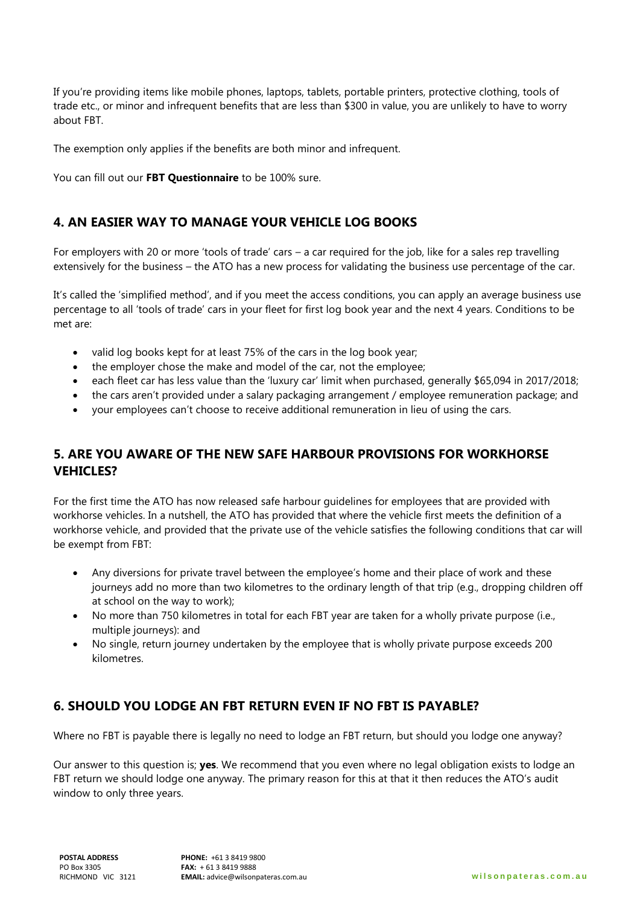If you're providing items like mobile phones, laptops, tablets, portable printers, protective clothing, tools of trade etc., or minor and infrequent benefits that are less than $300 in value, you are unlikely to have to worry about FBT.

The exemption only applies if the benefits are both minor and infrequent.

You can fill out our **FBT Questionnaire** to be 100% sure.

## 4. AN EASIER WAY TO MANAGE YOUR VEHICLE LOG BOOKS

For employers with 20 or more 'tools of trade' cars – a car required for the job, like for a sales rep travelling extensively for the business – the ATO has a new process for validating the business use percentage of the car.

It's called the 'simplified method', and if you meet the access conditions, you can apply an average business use percentage to all 'tools of trade' cars in your fleet for first log book year and the next 4 years. Conditions to be met are:

- valid log books kept for at least 75% of the cars in the log book year;
- the employer chose the make and model of the car, not the employee;
- each fleet car has less value than the 'luxury car' limit when purchased, generally $65,094 in 2017/2018;
- the cars aren't provided under a salary packaging arrangement / employee remuneration package; and
- your employees can't choose to receive additional remuneration in lieu of using the cars.

## 5. ARE YOU AWARE OF THE NEW SAFE HARBOUR PROVISIONS FOR WORKHORSE VEHICLES?

For the first time the ATO has now released safe harbour guidelines for employees that are provided with workhorse vehicles. In a nutshell, the ATO has provided that where the vehicle first meets the definition of a workhorse vehicle, and provided that the private use of the vehicle satisfies the following conditions that car will be exempt from FBT:

- Any diversions for private travel between the employee's home and their place of work and these journeys add no more than two kilometres to the ordinary length of that trip (e.g., dropping children off at school on the way to work);
- No more than 750 kilometres in total for each FBT year are taken for a wholly private purpose (i.e., multiple journeys): and
- No single, return journey undertaken by the employee that is wholly private purpose exceeds 200 kilometres.

## 6. SHOULD YOU LODGE AN FBT RETURN EVEN IF NO FBT IS PAYABLE?

Where no FBT is payable there is legally no need to lodge an FBT return, but should you lodge one anyway?

Our answer to this question is; **yes**. We recommend that you even where no legal obligation exists to lodge an FBT return we should lodge one anyway. The primary reason for this at that it then reduces the ATO's audit window to only three years.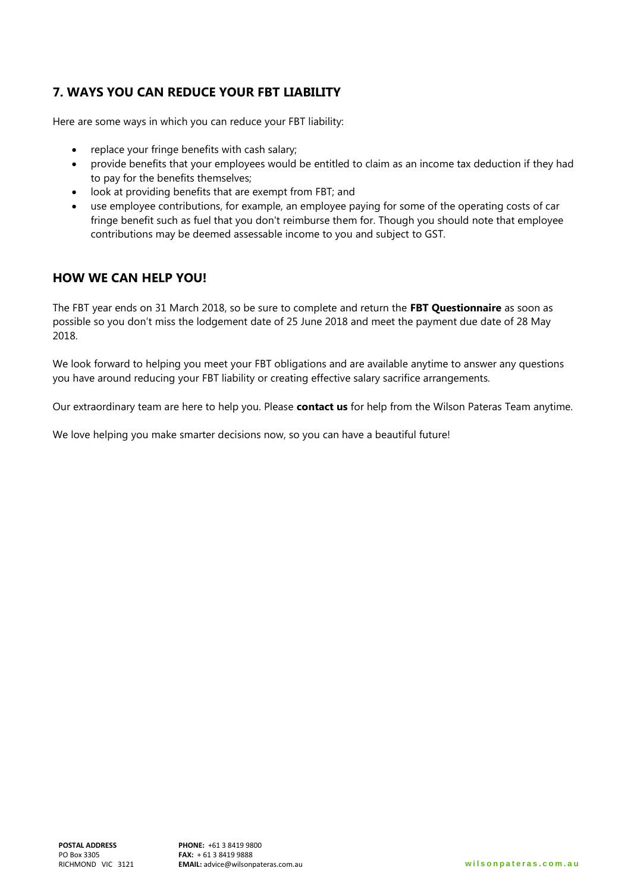## 7. WAYS YOU CAN REDUCE YOUR FBT LIABILITY

Here are some ways in which you can reduce your FBT liability:

- replace your fringe benefits with cash salary;
- provide benefits that your employees would be entitled to claim as an income tax deduction if they had to pay for the benefits themselves;
- look at providing benefits that are exempt from FBT; and
- use employee contributions, for example, an employee paying for some of the operating costs of car fringe benefit such as fuel that you don't reimburse them for. Though you should note that employee contributions may be deemed assessable income to you and subject to GST.

## HOW WE CAN HELP YOU!

The FBT year ends on 31 March 2018, so be sure to complete and return the **FBT Questionnaire** as soon as possible so you don't miss the lodgement date of 25 June 2018 and meet the payment due date of 28 May 2018.

We look forward to helping you meet your FBT obligations and are available anytime to answer any questions you have around reducing your FBT liability or creating effective salary sacrifice arrangements.

Our extraordinary team are here to help you. Please **contact us** for help from the Wilson Pateras Team anytime.

We love helping you make smarter decisions now, so you can have a beautiful future!

**POSTAL ADDRESS**
PO Box 3305
RICHMOND VIC 3121

**PHONE:** +61 3 8419 9800
**FAX:** + 61 3 8419 9888
**EMAIL:** advice@wilsonpateras.com.au

wilsonpateras.com.au